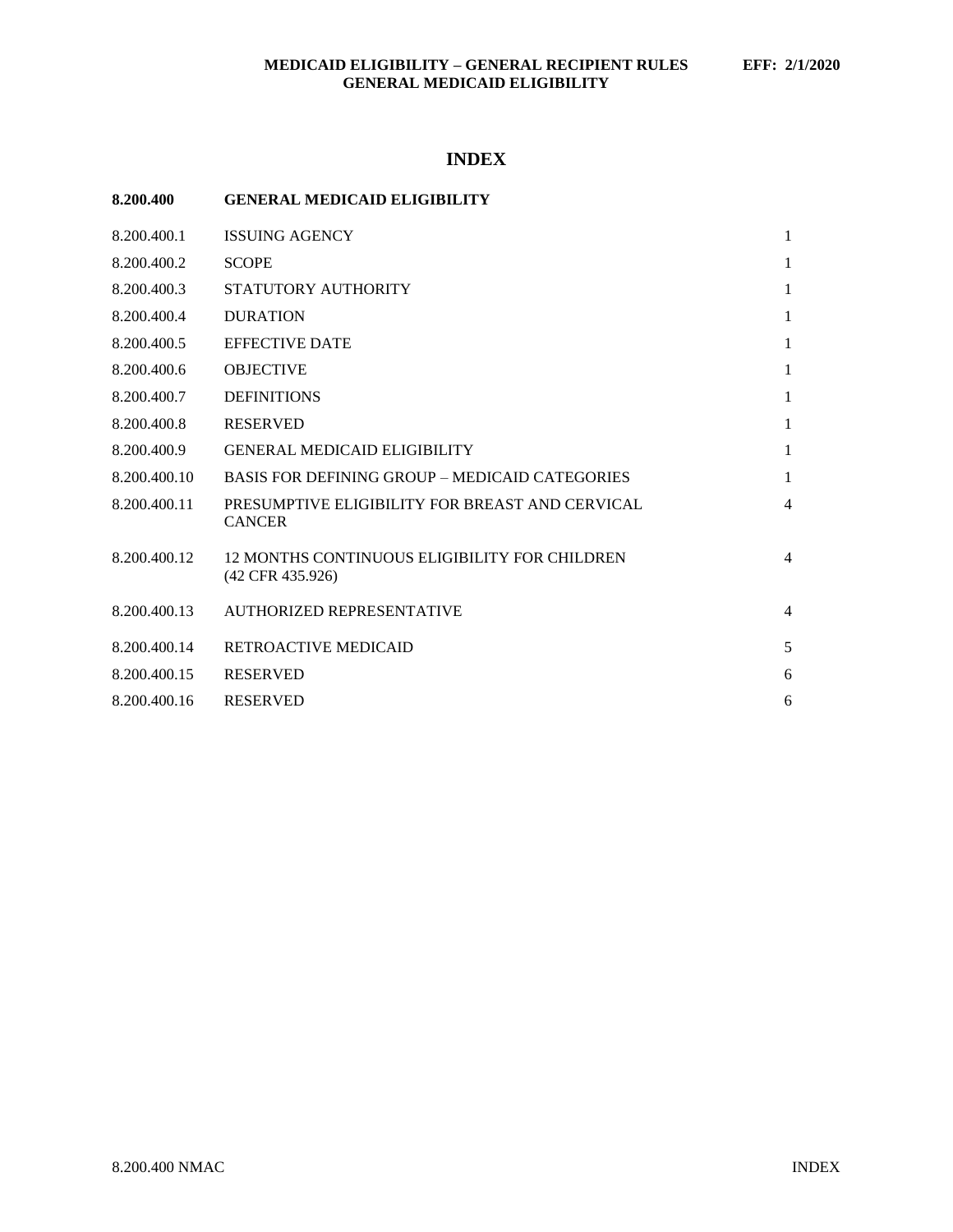# INDEX

| 8.200.400 | GENERAL MEDICAID ELIGIBILITY | |
|---|---|---|
| 8.200.400.1 | ISSUING AGENCY | 1 |
| 8.200.400.2 | SCOPE | 1 |
| 8.200.400.3 | STATUTORY AUTHORITY | 1 |
| 8.200.400.4 | DURATION | 1 |
| 8.200.400.5 | EFFECTIVE DATE | 1 |
| 8.200.400.6 | OBJECTIVE | 1 |
| 8.200.400.7 | DEFINITIONS | 1 |
| 8.200.400.8 | RESERVED | 1 |
| 8.200.400.9 | GENERAL MEDICAID ELIGIBILITY | 1 |
| 8.200.400.10 | BASIS FOR DEFINING GROUP – MEDICAID CATEGORIES | 1 |
| 8.200.400.11 | PRESUMPTIVE ELIGIBILITY FOR BREAST AND CERVICAL CANCER | 4 |
| 8.200.400.12 | 12 MONTHS CONTINUOUS ELIGIBILITY FOR CHILDREN (42 CFR 435.926) | 4 |
| 8.200.400.13 | AUTHORIZED REPRESENTATIVE | 4 |
| 8.200.400.14 | RETROACTIVE MEDICAID | 5 |
| 8.200.400.15 | RESERVED | 6 |
| 8.200.400.16 | RESERVED | 6 |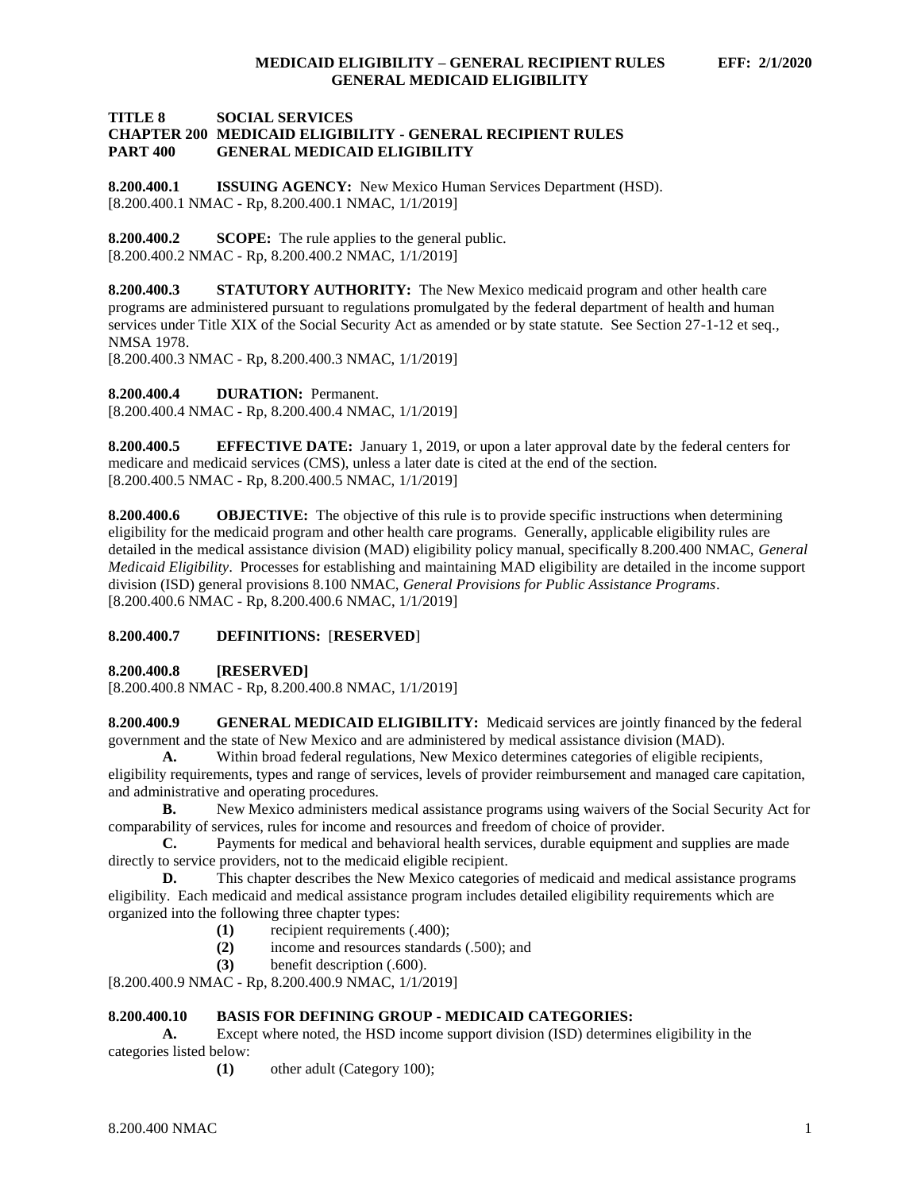**TITLE 8 SOCIAL SERVICES**
**CHAPTER 200 MEDICAID ELIGIBILITY - GENERAL RECIPIENT RULES**
**PART 400 GENERAL MEDICAID ELIGIBILITY**

**8.200.400.1 ISSUING AGENCY:** New Mexico Human Services Department (HSD).
[8.200.400.1 NMAC - Rp, 8.200.400.1 NMAC, 1/1/2019]

**8.200.400.2 SCOPE:** The rule applies to the general public.
[8.200.400.2 NMAC - Rp, 8.200.400.2 NMAC, 1/1/2019]

**8.200.400.3 STATUTORY AUTHORITY:** The New Mexico medicaid program and other health care programs are administered pursuant to regulations promulgated by the federal department of health and human services under Title XIX of the Social Security Act as amended or by state statute. See Section 27-1-12 et seq., NMSA 1978.
[8.200.400.3 NMAC - Rp, 8.200.400.3 NMAC, 1/1/2019]

**8.200.400.4 DURATION:** Permanent.
[8.200.400.4 NMAC - Rp, 8.200.400.4 NMAC, 1/1/2019]

**8.200.400.5 EFFECTIVE DATE:** January 1, 2019, or upon a later approval date by the federal centers for medicare and medicaid services (CMS), unless a later date is cited at the end of the section.
[8.200.400.5 NMAC - Rp, 8.200.400.5 NMAC, 1/1/2019]

**8.200.400.6 OBJECTIVE:** The objective of this rule is to provide specific instructions when determining eligibility for the medicaid program and other health care programs. Generally, applicable eligibility rules are detailed in the medical assistance division (MAD) eligibility policy manual, specifically 8.200.400 NMAC, *General Medicaid Eligibility*. Processes for establishing and maintaining MAD eligibility are detailed in the income support division (ISD) general provisions 8.100 NMAC, *General Provisions for Public Assistance Programs*.
[8.200.400.6 NMAC - Rp, 8.200.400.6 NMAC, 1/1/2019]

**8.200.400.7 DEFINITIONS:** [**RESERVED**]

**8.200.400.8 [RESERVED]**
[8.200.400.8 NMAC - Rp, 8.200.400.8 NMAC, 1/1/2019]

**8.200.400.9 GENERAL MEDICAID ELIGIBILITY:** Medicaid services are jointly financed by the federal government and the state of New Mexico and are administered by medical assistance division (MAD).

**A.** Within broad federal regulations, New Mexico determines categories of eligible recipients, eligibility requirements, types and range of services, levels of provider reimbursement and managed care capitation, and administrative and operating procedures.

**B.** New Mexico administers medical assistance programs using waivers of the Social Security Act for comparability of services, rules for income and resources and freedom of choice of provider.

**C.** Payments for medical and behavioral health services, durable equipment and supplies are made directly to service providers, not to the medicaid eligible recipient.

**D.** This chapter describes the New Mexico categories of medicaid and medical assistance programs eligibility. Each medicaid and medical assistance program includes detailed eligibility requirements which are organized into the following three chapter types:

**(1)** recipient requirements (.400);
**(2)** income and resources standards (.500); and
**(3)** benefit description (.600).

[8.200.400.9 NMAC - Rp, 8.200.400.9 NMAC, 1/1/2019]

**8.200.400.10 BASIS FOR DEFINING GROUP - MEDICAID CATEGORIES:**

**A.** Except where noted, the HSD income support division (ISD) determines eligibility in the categories listed below:

**(1)** other adult (Category 100);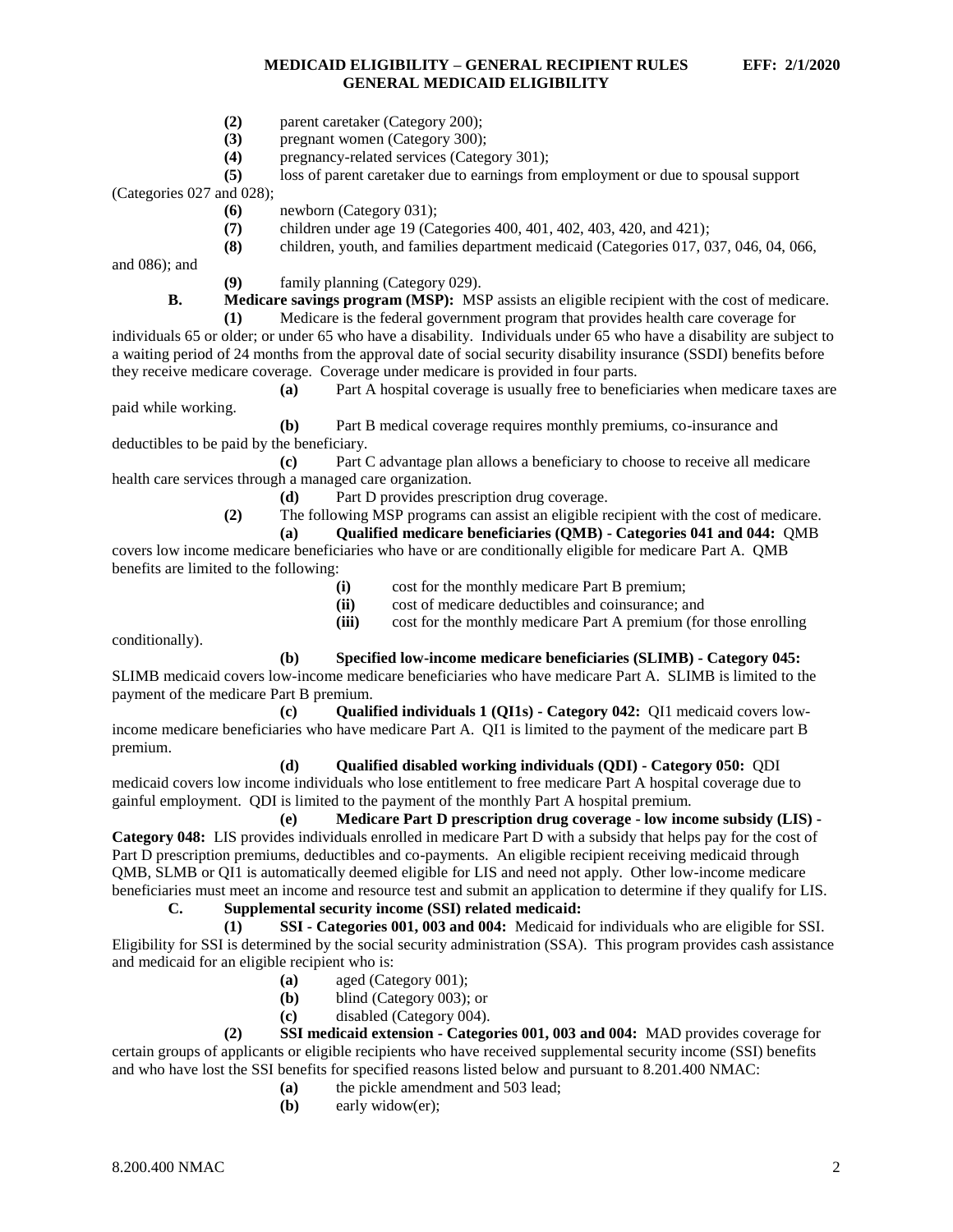**(2)** parent caretaker (Category 200);

**(3)** pregnant women (Category 300);

**(4)** pregnancy-related services (Category 301);

**(5)** loss of parent caretaker due to earnings from employment or due to spousal support (Categories 027 and 028);

**(6)** newborn (Category 031);

**(7)** children under age 19 (Categories 400, 401, 402, 403, 420, and 421);

**(8)** children, youth, and families department medicaid (Categories 017, 037, 046, 04, 066, and 086); and

**(9)** family planning (Category 029).

**B. Medicare savings program (MSP):** MSP assists an eligible recipient with the cost of medicare.

**(1)** Medicare is the federal government program that provides health care coverage for individuals 65 or older; or under 65 who have a disability. Individuals under 65 who have a disability are subject to a waiting period of 24 months from the approval date of social security disability insurance (SSDI) benefits before they receive medicare coverage. Coverage under medicare is provided in four parts.

**(a)** Part A hospital coverage is usually free to beneficiaries when medicare taxes are paid while working.

**(b)** Part B medical coverage requires monthly premiums, co-insurance and deductibles to be paid by the beneficiary.

**(c)** Part C advantage plan allows a beneficiary to choose to receive all medicare health care services through a managed care organization.

**(d)** Part D provides prescription drug coverage.

**(2)** The following MSP programs can assist an eligible recipient with the cost of medicare.

**(a) Qualified medicare beneficiaries (QMB) - Categories 041 and 044:** QMB covers low income medicare beneficiaries who have or are conditionally eligible for medicare Part A. QMB benefits are limited to the following:

**(i)** cost for the monthly medicare Part B premium;

**(ii)** cost of medicare deductibles and coinsurance; and

**(iii)** cost for the monthly medicare Part A premium (for those enrolling conditionally).

**(b) Specified low-income medicare beneficiaries (SLIMB) - Category 045:** SLIMB medicaid covers low-income medicare beneficiaries who have medicare Part A. SLIMB is limited to the payment of the medicare Part B premium.

**(c) Qualified individuals 1 (QI1s) - Category 042:** QI1 medicaid covers low-income medicare beneficiaries who have medicare Part A. QI1 is limited to the payment of the medicare part B premium.

**(d) Qualified disabled working individuals (QDI) - Category 050:** QDI medicaid covers low income individuals who lose entitlement to free medicare Part A hospital coverage due to gainful employment. QDI is limited to the payment of the monthly Part A hospital premium.

**(e) Medicare Part D prescription drug coverage - low income subsidy (LIS) - Category 048:** LIS provides individuals enrolled in medicare Part D with a subsidy that helps pay for the cost of Part D prescription premiums, deductibles and co-payments. An eligible recipient receiving medicaid through QMB, SLMB or QI1 is automatically deemed eligible for LIS and need not apply. Other low-income medicare beneficiaries must meet an income and resource test and submit an application to determine if they qualify for LIS.

**C. Supplemental security income (SSI) related medicaid:**

**(1) SSI - Categories 001, 003 and 004:** Medicaid for individuals who are eligible for SSI. Eligibility for SSI is determined by the social security administration (SSA). This program provides cash assistance and medicaid for an eligible recipient who is:

**(a)** aged (Category 001);

**(b)** blind (Category 003); or

**(c)** disabled (Category 004).

**(2) SSI medicaid extension - Categories 001, 003 and 004:** MAD provides coverage for certain groups of applicants or eligible recipients who have received supplemental security income (SSI) benefits and who have lost the SSI benefits for specified reasons listed below and pursuant to 8.201.400 NMAC:

**(a)** the pickle amendment and 503 lead;

**(b)** early widow(er);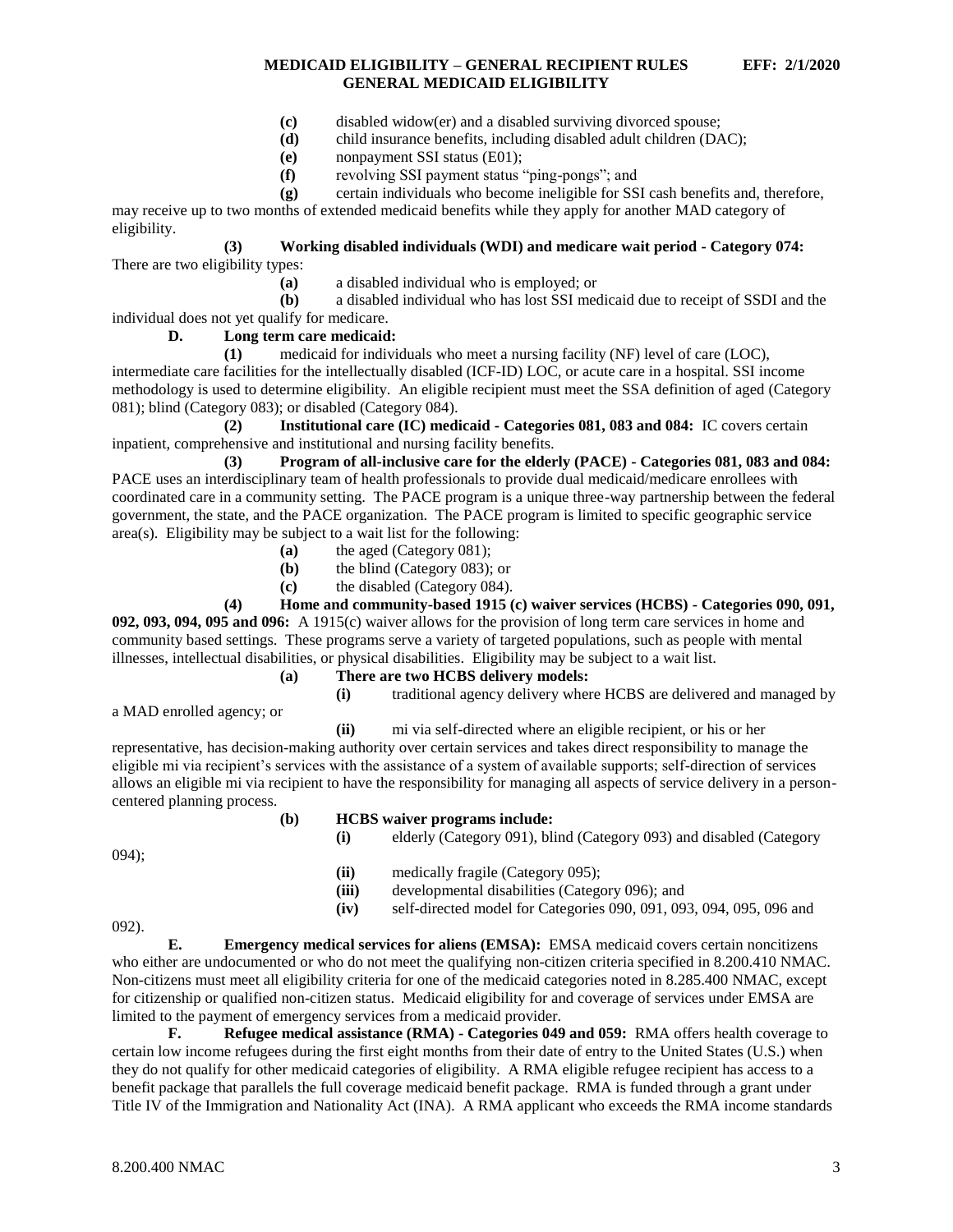**(c)** disabled widow(er) and a disabled surviving divorced spouse;

**(d)** child insurance benefits, including disabled adult children (DAC);

**(e)** nonpayment SSI status (E01);

**(f)** revolving SSI payment status "ping-pongs"; and

**(g)** certain individuals who become ineligible for SSI cash benefits and, therefore, may receive up to two months of extended medicaid benefits while they apply for another MAD category of eligibility.

**(3) Working disabled individuals (WDI) and medicare wait period - Category 074:** There are two eligibility types:

**(a)** a disabled individual who is employed; or

**(b)** a disabled individual who has lost SSI medicaid due to receipt of SSDI and the individual does not yet qualify for medicare.

**D. Long term care medicaid:**

**(1)** medicaid for individuals who meet a nursing facility (NF) level of care (LOC), intermediate care facilities for the intellectually disabled (ICF-ID) LOC, or acute care in a hospital. SSI income methodology is used to determine eligibility. An eligible recipient must meet the SSA definition of aged (Category 081); blind (Category 083); or disabled (Category 084).

**(2) Institutional care (IC) medicaid - Categories 081, 083 and 084:** IC covers certain inpatient, comprehensive and institutional and nursing facility benefits.

**(3) Program of all-inclusive care for the elderly (PACE) - Categories 081, 083 and 084:** PACE uses an interdisciplinary team of health professionals to provide dual medicaid/medicare enrollees with coordinated care in a community setting. The PACE program is a unique three-way partnership between the federal government, the state, and the PACE organization. The PACE program is limited to specific geographic service area(s). Eligibility may be subject to a wait list for the following:

**(a)** the aged (Category 081);

**(b)** the blind (Category 083); or

**(c)** the disabled (Category 084).

**(4) Home and community-based 1915 (c) waiver services (HCBS) - Categories 090, 091, 092, 093, 094, 095 and 096:** A 1915(c) waiver allows for the provision of long term care services in home and community based settings. These programs serve a variety of targeted populations, such as people with mental illnesses, intellectual disabilities, or physical disabilities. Eligibility may be subject to a wait list.

**(a) There are two HCBS delivery models:**

**(i)** traditional agency delivery where HCBS are delivered and managed by a MAD enrolled agency; or

**(ii)** mi via self-directed where an eligible recipient, or his or her representative, has decision-making authority over certain services and takes direct responsibility to manage the eligible mi via recipient's services with the assistance of a system of available supports; self-direction of services allows an eligible mi via recipient to have the responsibility for managing all aspects of service delivery in a person-centered planning process.

**(b) HCBS waiver programs include:**

**(i)** elderly (Category 091), blind (Category 093) and disabled (Category 094);

**(ii)** medically fragile (Category 095);

**(iii)** developmental disabilities (Category 096); and

**(iv)** self-directed model for Categories 090, 091, 093, 094, 095, 096 and 092).

**E. Emergency medical services for aliens (EMSA):** EMSA medicaid covers certain noncitizens who either are undocumented or who do not meet the qualifying non-citizen criteria specified in 8.200.410 NMAC. Non-citizens must meet all eligibility criteria for one of the medicaid categories noted in 8.285.400 NMAC, except for citizenship or qualified non-citizen status. Medicaid eligibility for and coverage of services under EMSA are limited to the payment of emergency services from a medicaid provider.

**F. Refugee medical assistance (RMA) - Categories 049 and 059:** RMA offers health coverage to certain low income refugees during the first eight months from their date of entry to the United States (U.S.) when they do not qualify for other medicaid categories of eligibility. A RMA eligible refugee recipient has access to a benefit package that parallels the full coverage medicaid benefit package. RMA is funded through a grant under Title IV of the Immigration and Nationality Act (INA). A RMA applicant who exceeds the RMA income standards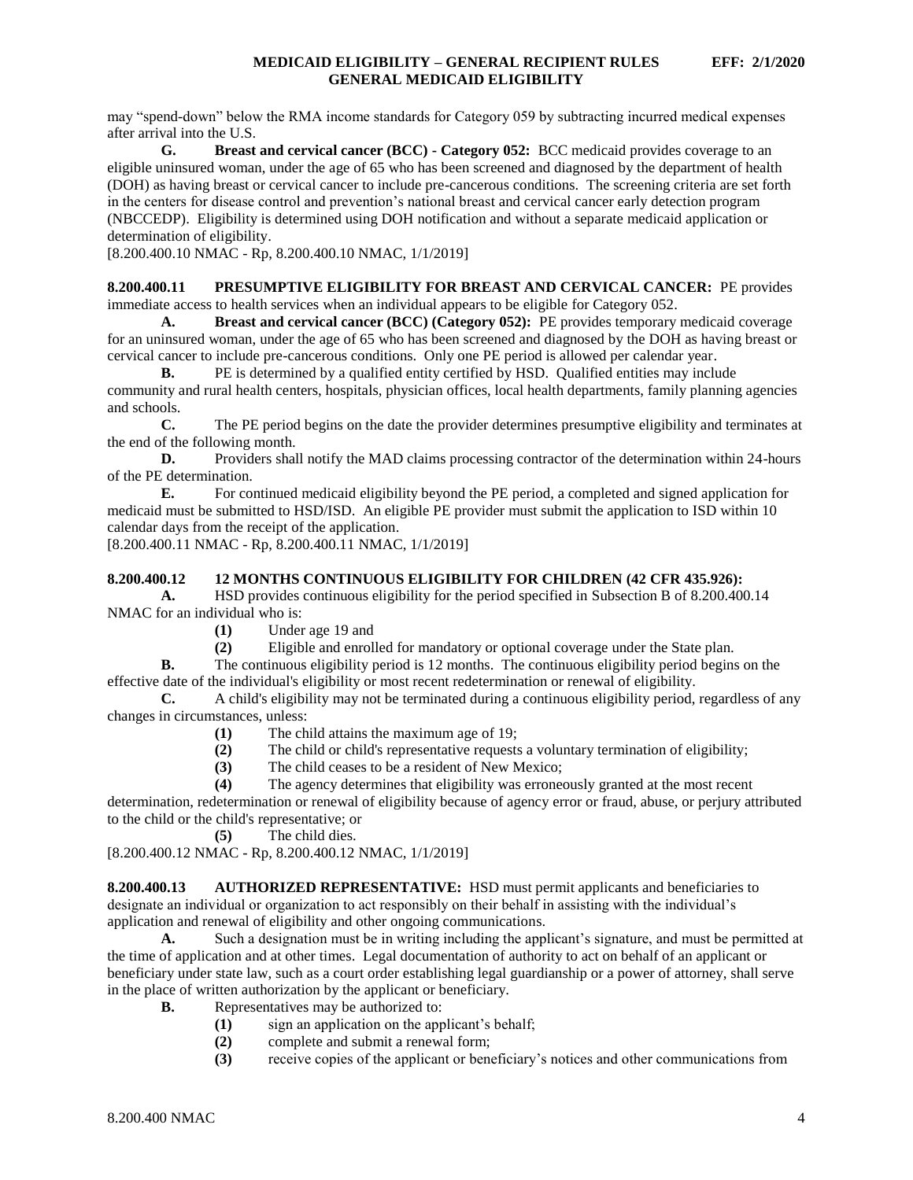may "spend-down" below the RMA income standards for Category 059 by subtracting incurred medical expenses after arrival into the U.S.

**G. Breast and cervical cancer (BCC) - Category 052:** BCC medicaid provides coverage to an eligible uninsured woman, under the age of 65 who has been screened and diagnosed by the department of health (DOH) as having breast or cervical cancer to include pre-cancerous conditions. The screening criteria are set forth in the centers for disease control and prevention's national breast and cervical cancer early detection program (NBCCEDP). Eligibility is determined using DOH notification and without a separate medicaid application or determination of eligibility.

[8.200.400.10 NMAC - Rp, 8.200.400.10 NMAC, 1/1/2019]

**8.200.400.11 PRESUMPTIVE ELIGIBILITY FOR BREAST AND CERVICAL CANCER:** PE provides immediate access to health services when an individual appears to be eligible for Category 052.

**A. Breast and cervical cancer (BCC) (Category 052):** PE provides temporary medicaid coverage for an uninsured woman, under the age of 65 who has been screened and diagnosed by the DOH as having breast or cervical cancer to include pre-cancerous conditions. Only one PE period is allowed per calendar year.

**B.** PE is determined by a qualified entity certified by HSD. Qualified entities may include community and rural health centers, hospitals, physician offices, local health departments, family planning agencies and schools.

**C.** The PE period begins on the date the provider determines presumptive eligibility and terminates at the end of the following month.

**D.** Providers shall notify the MAD claims processing contractor of the determination within 24-hours of the PE determination.

**E.** For continued medicaid eligibility beyond the PE period, a completed and signed application for medicaid must be submitted to HSD/ISD. An eligible PE provider must submit the application to ISD within 10 calendar days from the receipt of the application.

[8.200.400.11 NMAC - Rp, 8.200.400.11 NMAC, 1/1/2019]

**8.200.400.12 12 MONTHS CONTINUOUS ELIGIBILITY FOR CHILDREN (42 CFR 435.926):**

**A.** HSD provides continuous eligibility for the period specified in Subsection B of 8.200.400.14 NMAC for an individual who is:

**(1)** Under age 19 and

**(2)** Eligible and enrolled for mandatory or optional coverage under the State plan.

**B.** The continuous eligibility period is 12 months. The continuous eligibility period begins on the effective date of the individual's eligibility or most recent redetermination or renewal of eligibility.

**C.** A child's eligibility may not be terminated during a continuous eligibility period, regardless of any changes in circumstances, unless:

**(1)** The child attains the maximum age of 19;

**(2)** The child or child's representative requests a voluntary termination of eligibility;

**(3)** The child ceases to be a resident of New Mexico;

**(4)** The agency determines that eligibility was erroneously granted at the most recent determination, redetermination or renewal of eligibility because of agency error or fraud, abuse, or perjury attributed to the child or the child's representative; or

**(5)** The child dies.

[8.200.400.12 NMAC - Rp, 8.200.400.12 NMAC, 1/1/2019]

**8.200.400.13 AUTHORIZED REPRESENTATIVE:** HSD must permit applicants and beneficiaries to designate an individual or organization to act responsibly on their behalf in assisting with the individual's application and renewal of eligibility and other ongoing communications.

**A.** Such a designation must be in writing including the applicant's signature, and must be permitted at the time of application and at other times. Legal documentation of authority to act on behalf of an applicant or beneficiary under state law, such as a court order establishing legal guardianship or a power of attorney, shall serve in the place of written authorization by the applicant or beneficiary.

**B.** Representatives may be authorized to:

**(1)** sign an application on the applicant's behalf;

**(2)** complete and submit a renewal form;

**(3)** receive copies of the applicant or beneficiary's notices and other communications from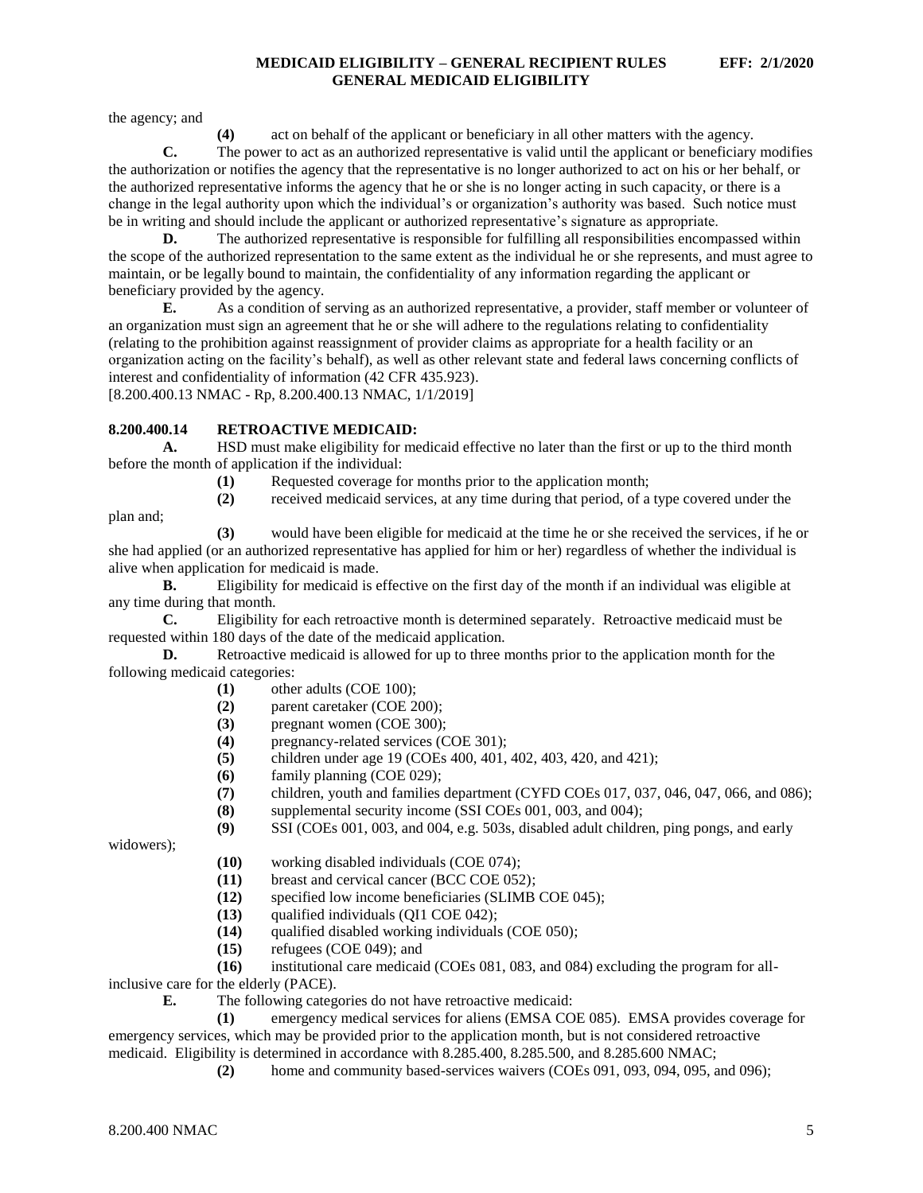the agency; and

**(4)** act on behalf of the applicant or beneficiary in all other matters with the agency.

**C.** The power to act as an authorized representative is valid until the applicant or beneficiary modifies the authorization or notifies the agency that the representative is no longer authorized to act on his or her behalf, or the authorized representative informs the agency that he or she is no longer acting in such capacity, or there is a change in the legal authority upon which the individual's or organization's authority was based. Such notice must be in writing and should include the applicant or authorized representative's signature as appropriate.

**D.** The authorized representative is responsible for fulfilling all responsibilities encompassed within the scope of the authorized representation to the same extent as the individual he or she represents, and must agree to maintain, or be legally bound to maintain, the confidentiality of any information regarding the applicant or beneficiary provided by the agency.

**E.** As a condition of serving as an authorized representative, a provider, staff member or volunteer of an organization must sign an agreement that he or she will adhere to the regulations relating to confidentiality (relating to the prohibition against reassignment of provider claims as appropriate for a health facility or an organization acting on the facility's behalf), as well as other relevant state and federal laws concerning conflicts of interest and confidentiality of information (42 CFR 435.923).

[8.200.400.13 NMAC - Rp, 8.200.400.13 NMAC, 1/1/2019]

**8.200.400.14 RETROACTIVE MEDICAID:**

**A.** HSD must make eligibility for medicaid effective no later than the first or up to the third month before the month of application if the individual:

**(1)** Requested coverage for months prior to the application month;

**(2)** received medicaid services, at any time during that period, of a type covered under the plan and;

**(3)** would have been eligible for medicaid at the time he or she received the services, if he or she had applied (or an authorized representative has applied for him or her) regardless of whether the individual is alive when application for medicaid is made.

**B.** Eligibility for medicaid is effective on the first day of the month if an individual was eligible at any time during that month.

**C.** Eligibility for each retroactive month is determined separately. Retroactive medicaid must be requested within 180 days of the date of the medicaid application.

**D.** Retroactive medicaid is allowed for up to three months prior to the application month for the following medicaid categories:

**(1)** other adults (COE 100);

**(2)** parent caretaker (COE 200);

**(3)** pregnant women (COE 300);

**(4)** pregnancy-related services (COE 301);

**(5)** children under age 19 (COEs 400, 401, 402, 403, 420, and 421);

**(6)** family planning (COE 029);

**(7)** children, youth and families department (CYFD COEs 017, 037, 046, 047, 066, and 086);

**(8)** supplemental security income (SSI COEs 001, 003, and 004);

**(9)** SSI (COEs 001, 003, and 004, e.g. 503s, disabled adult children, ping pongs, and early widowers);

**(10)** working disabled individuals (COE 074);

**(11)** breast and cervical cancer (BCC COE 052);

**(12)** specified low income beneficiaries (SLIMB COE 045);

**(13)** qualified individuals (QI1 COE 042);

**(14)** qualified disabled working individuals (COE 050);

**(15)** refugees (COE 049); and

**(16)** institutional care medicaid (COEs 081, 083, and 084) excluding the program for all-inclusive care for the elderly (PACE).

**E.** The following categories do not have retroactive medicaid:

**(1)** emergency medical services for aliens (EMSA COE 085). EMSA provides coverage for emergency services, which may be provided prior to the application month, but is not considered retroactive medicaid. Eligibility is determined in accordance with 8.285.400, 8.285.500, and 8.285.600 NMAC;

**(2)** home and community based-services waivers (COEs 091, 093, 094, 095, and 096);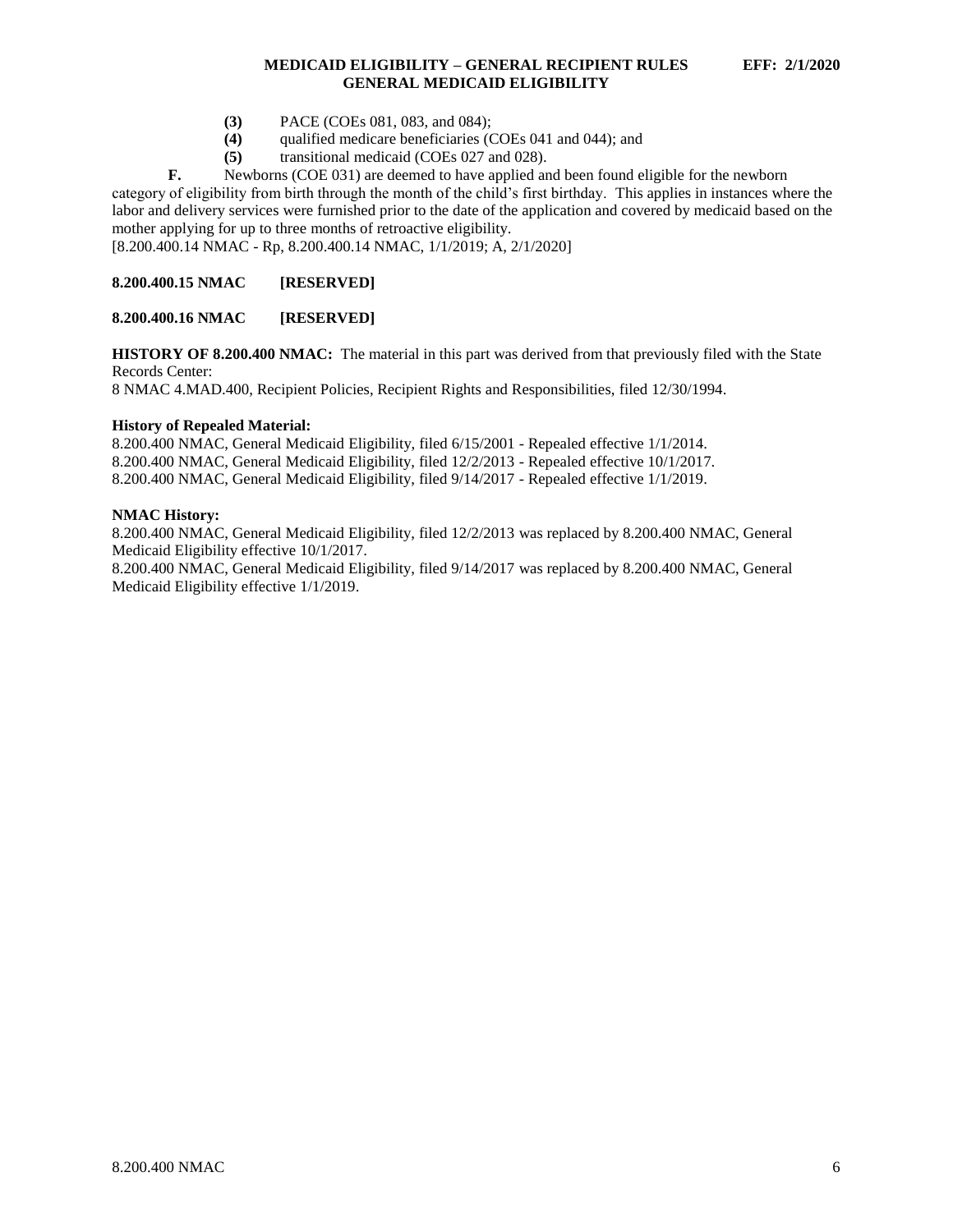**(3)** PACE (COEs 081, 083, and 084);

**(4)** qualified medicare beneficiaries (COEs 041 and 044); and

**(5)** transitional medicaid (COEs 027 and 028).

**F.** Newborns (COE 031) are deemed to have applied and been found eligible for the newborn category of eligibility from birth through the month of the child's first birthday. This applies in instances where the labor and delivery services were furnished prior to the date of the application and covered by medicaid based on the mother applying for up to three months of retroactive eligibility.

[8.200.400.14 NMAC - Rp, 8.200.400.14 NMAC, 1/1/2019; A, 2/1/2020]

**8.200.400.15 NMAC [RESERVED]**

**8.200.400.16 NMAC [RESERVED]**

**HISTORY OF 8.200.400 NMAC:** The material in this part was derived from that previously filed with the State Records Center:

8 NMAC 4.MAD.400, Recipient Policies, Recipient Rights and Responsibilities, filed 12/30/1994.

**History of Repealed Material:**

8.200.400 NMAC, General Medicaid Eligibility, filed 6/15/2001 - Repealed effective 1/1/2014.

8.200.400 NMAC, General Medicaid Eligibility, filed 12/2/2013 - Repealed effective 10/1/2017.

8.200.400 NMAC, General Medicaid Eligibility, filed 9/14/2017 - Repealed effective 1/1/2019.

**NMAC History:**

8.200.400 NMAC, General Medicaid Eligibility, filed 12/2/2013 was replaced by 8.200.400 NMAC, General Medicaid Eligibility effective 10/1/2017.

8.200.400 NMAC, General Medicaid Eligibility, filed 9/14/2017 was replaced by 8.200.400 NMAC, General Medicaid Eligibility effective 1/1/2019.